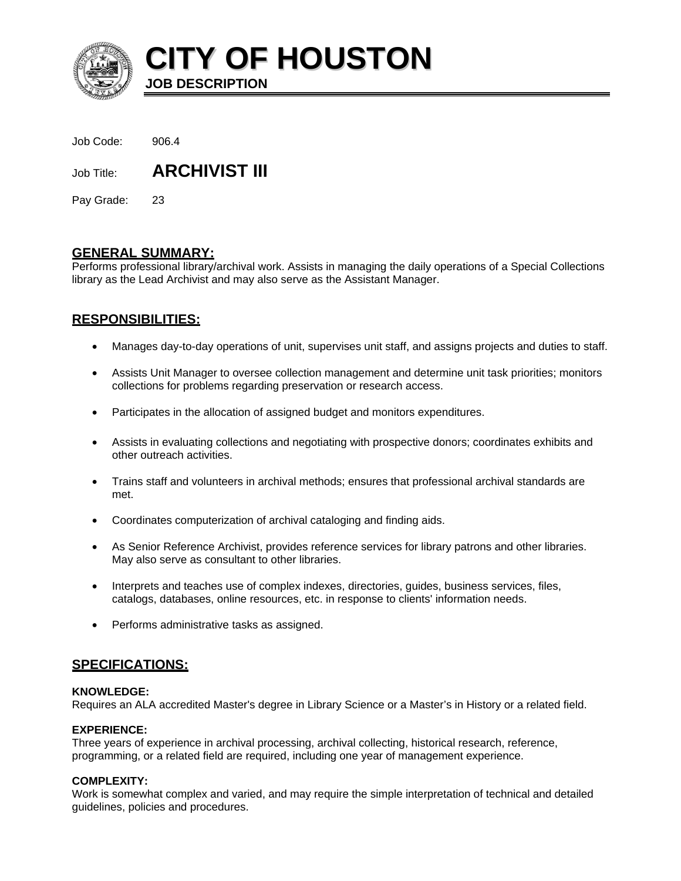# CITY OF HOUSTON

**JOB DESCRIPTION**

Job Code: 906.4

Job Title: **ARCHIVIST III**

Pay Grade: 23

## GENERAL SUMMARY:

Performs professional library/archival work. Assists in managing the daily operations of a Special Collections library as the Lead Archivist and may also serve as the Assistant Manager.

## RESPONSIBILITIES:

- Manages day-to-day operations of unit, supervises unit staff, and assigns projects and duties to staff.
- Assists Unit Manager to oversee collection management and determine unit task priorities; monitors collections for problems regarding preservation or research access.
- Participates in the allocation of assigned budget and monitors expenditures.
- Assists in evaluating collections and negotiating with prospective donors; coordinates exhibits and other outreach activities.
- Trains staff and volunteers in archival methods; ensures that professional archival standards are met.
- Coordinates computerization of archival cataloging and finding aids.
- As Senior Reference Archivist, provides reference services for library patrons and other libraries. May also serve as consultant to other libraries.
- Interprets and teaches use of complex indexes, directories, guides, business services, files, catalogs, databases, online resources, etc. in response to clients' information needs.
- Performs administrative tasks as assigned.

## SPECIFICATIONS:

**KNOWLEDGE:**
Requires an ALA accredited Master's degree in Library Science or a Master's in History or a related field.

**EXPERIENCE:**
Three years of experience in archival processing, archival collecting, historical research, reference, programming, or a related field are required, including one year of management experience.

**COMPLEXITY:**
Work is somewhat complex and varied, and may require the simple interpretation of technical and detailed guidelines, policies and procedures.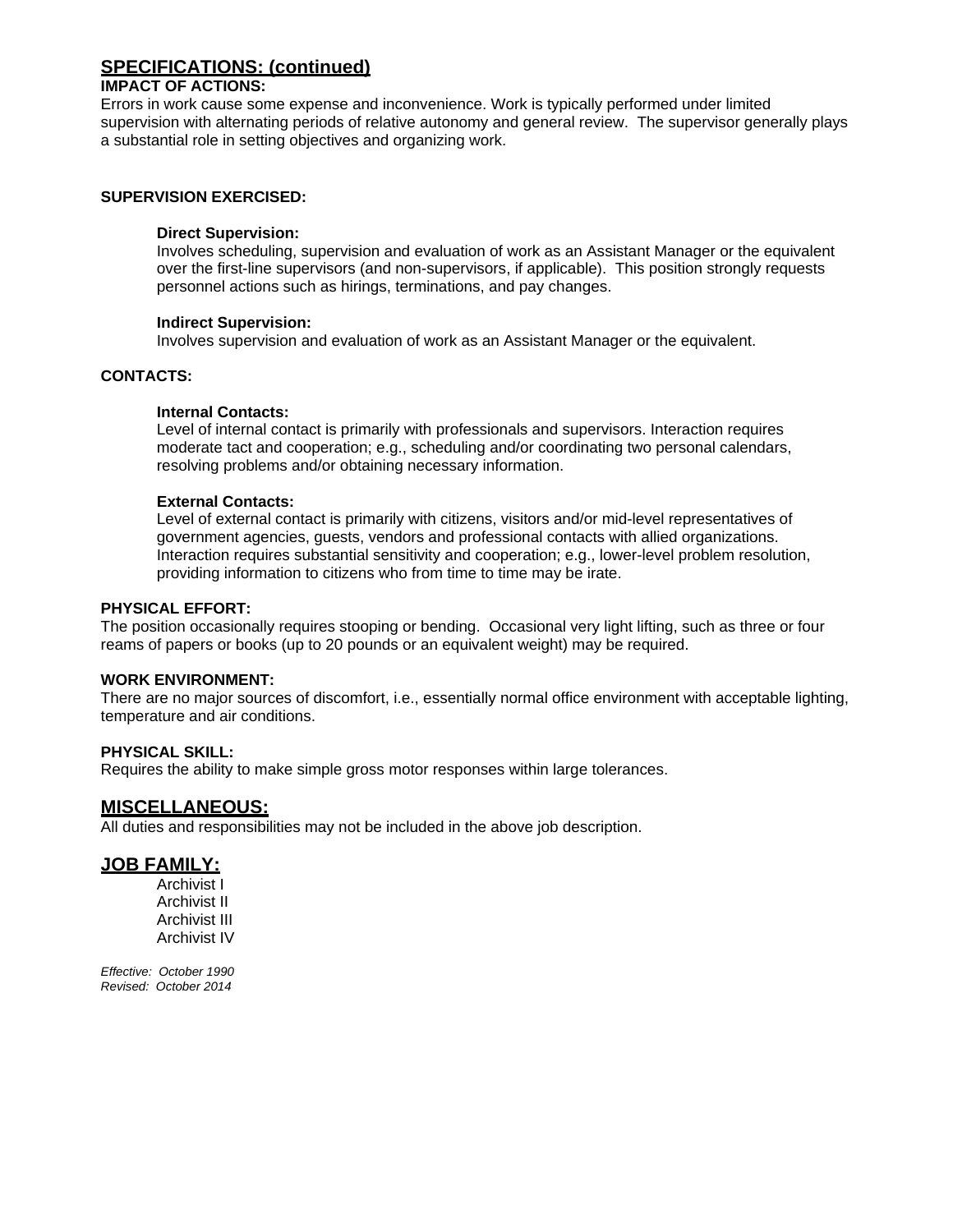## SPECIFICATIONS: (continued)

**IMPACT OF ACTIONS:**

Errors in work cause some expense and inconvenience. Work is typically performed under limited supervision with alternating periods of relative autonomy and general review. The supervisor generally plays a substantial role in setting objectives and organizing work.

**SUPERVISION EXERCISED:**

**Direct Supervision:**
Involves scheduling, supervision and evaluation of work as an Assistant Manager or the equivalent over the first-line supervisors (and non-supervisors, if applicable). This position strongly requests personnel actions such as hirings, terminations, and pay changes.

**Indirect Supervision:**
Involves supervision and evaluation of work as an Assistant Manager or the equivalent.

**CONTACTS:**

**Internal Contacts:**
Level of internal contact is primarily with professionals and supervisors. Interaction requires moderate tact and cooperation; e.g., scheduling and/or coordinating two personal calendars, resolving problems and/or obtaining necessary information.

**External Contacts:**
Level of external contact is primarily with citizens, visitors and/or mid-level representatives of government agencies, guests, vendors and professional contacts with allied organizations. Interaction requires substantial sensitivity and cooperation; e.g., lower-level problem resolution, providing information to citizens who from time to time may be irate.

**PHYSICAL EFFORT:**

The position occasionally requires stooping or bending. Occasional very light lifting, such as three or four reams of papers or books (up to 20 pounds or an equivalent weight) may be required.

**WORK ENVIRONMENT:**

There are no major sources of discomfort, i.e., essentially normal office environment with acceptable lighting, temperature and air conditions.

**PHYSICAL SKILL:**

Requires the ability to make simple gross motor responses within large tolerances.

## MISCELLANEOUS:

All duties and responsibilities may not be included in the above job description.

## JOB FAMILY:

Archivist I
Archivist II
Archivist III
Archivist IV

*Effective: October 1990*
*Revised: October 2014*